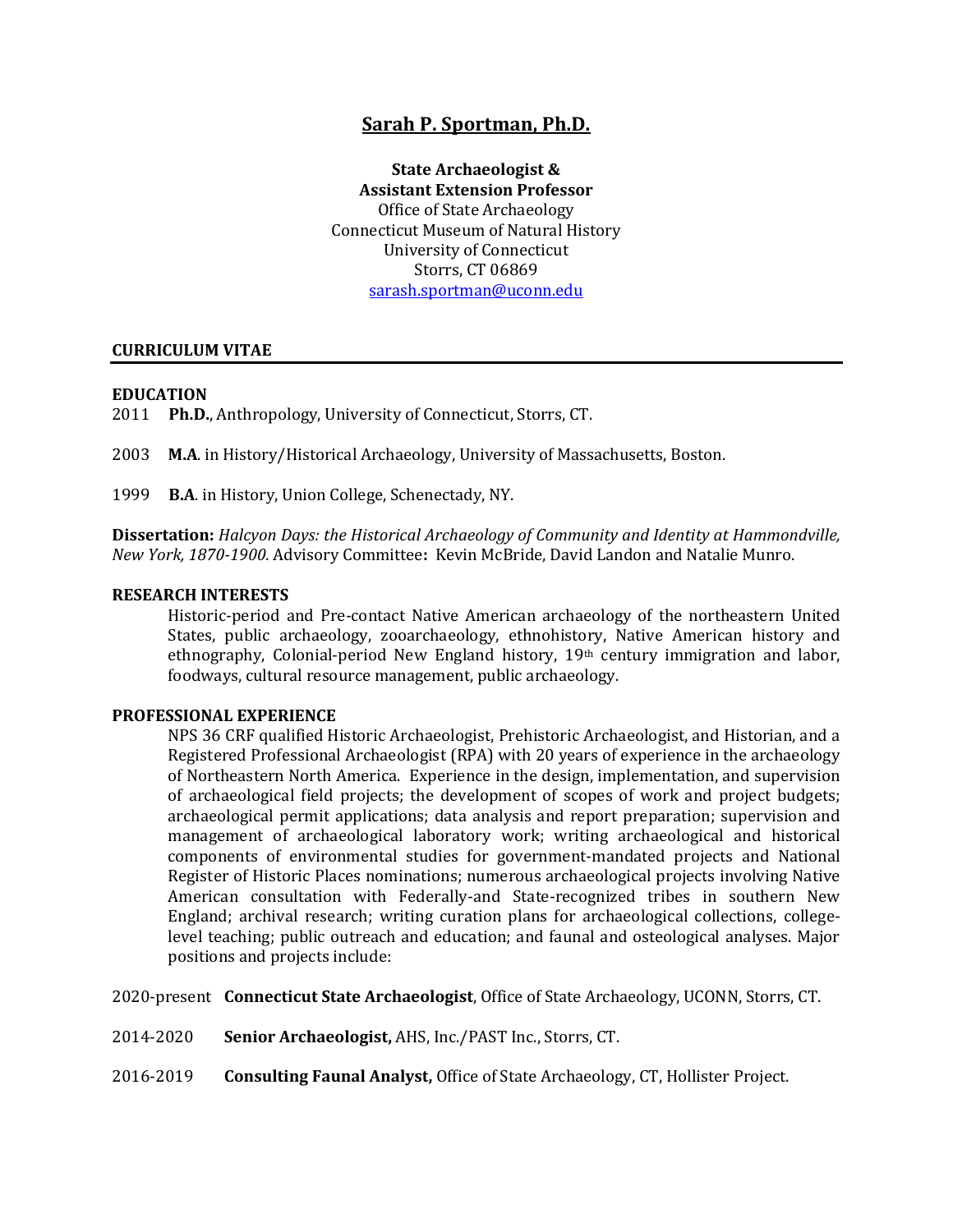# Sarah P. Sportman, Ph.D.

**State Archaeologist &**
**Assistant Extension Professor**
Office of State Archaeology
Connecticut Museum of Natural History
University of Connecticut
Storrs, CT 06869
sarash.sportman@uconn.edu

## CURRICULUM VITAE

### EDUCATION

2011 **Ph.D.**, Anthropology, University of Connecticut, Storrs, CT.

2003 **M.A**. in History/Historical Archaeology, University of Massachusetts, Boston.

1999 **B.A**. in History, Union College, Schenectady, NY.

**Dissertation:** *Halcyon Days: the Historical Archaeology of Community and Identity at Hammondville, New York, 1870-1900.* Advisory Committee**:** Kevin McBride, David Landon and Natalie Munro.

### RESEARCH INTERESTS

Historic-period and Pre-contact Native American archaeology of the northeastern United States, public archaeology, zooarchaeology, ethnohistory, Native American history and ethnography, Colonial-period New England history, 19th century immigration and labor, foodways, cultural resource management, public archaeology.

### PROFESSIONAL EXPERIENCE

NPS 36 CRF qualified Historic Archaeologist, Prehistoric Archaeologist, and Historian, and a Registered Professional Archaeologist (RPA) with 20 years of experience in the archaeology of Northeastern North America. Experience in the design, implementation, and supervision of archaeological field projects; the development of scopes of work and project budgets; archaeological permit applications; data analysis and report preparation; supervision and management of archaeological laboratory work; writing archaeological and historical components of environmental studies for government-mandated projects and National Register of Historic Places nominations; numerous archaeological projects involving Native American consultation with Federally-and State-recognized tribes in southern New England; archival research; writing curation plans for archaeological collections, college-level teaching; public outreach and education; and faunal and osteological analyses. Major positions and projects include:

2020-present **Connecticut State Archaeologist**, Office of State Archaeology, UCONN, Storrs, CT.

2014-2020 **Senior Archaeologist,** AHS, Inc./PAST Inc., Storrs, CT.

2016-2019 **Consulting Faunal Analyst,** Office of State Archaeology, CT, Hollister Project.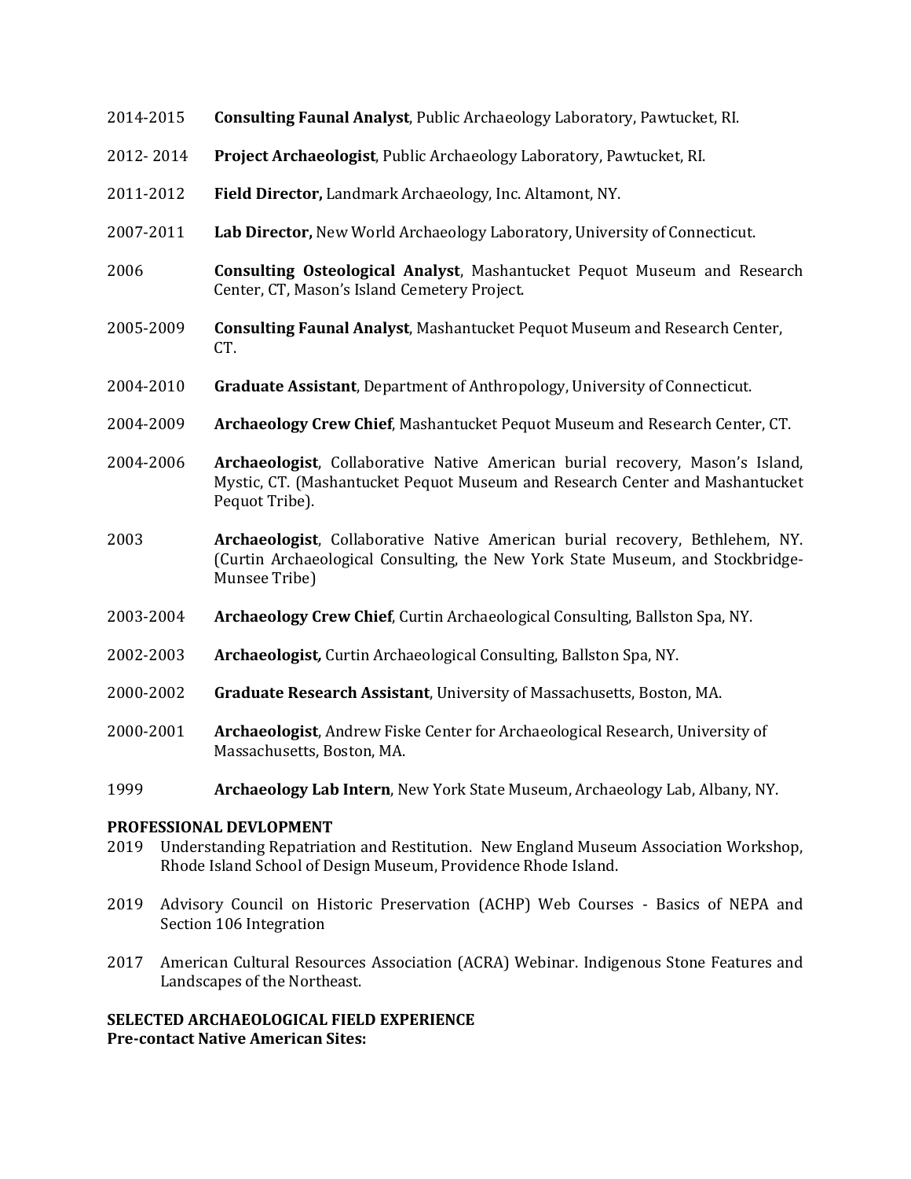2014-2015 **Consulting Faunal Analyst**, Public Archaeology Laboratory, Pawtucket, RI.

2012- 2014 **Project Archaeologist**, Public Archaeology Laboratory, Pawtucket, RI.

2011-2012 **Field Director,** Landmark Archaeology, Inc. Altamont, NY.

2007-2011 **Lab Director,** New World Archaeology Laboratory, University of Connecticut.

2006 **Consulting Osteological Analyst**, Mashantucket Pequot Museum and Research Center, CT, Mason's Island Cemetery Project.

2005-2009 **Consulting Faunal Analyst**, Mashantucket Pequot Museum and Research Center, CT.

2004-2010 **Graduate Assistant**, Department of Anthropology, University of Connecticut.

2004-2009 **Archaeology Crew Chief**, Mashantucket Pequot Museum and Research Center, CT.

2004-2006 **Archaeologist**, Collaborative Native American burial recovery, Mason's Island, Mystic, CT. (Mashantucket Pequot Museum and Research Center and Mashantucket Pequot Tribe).

2003 **Archaeologist**, Collaborative Native American burial recovery, Bethlehem, NY. (Curtin Archaeological Consulting, the New York State Museum, and Stockbridge-Munsee Tribe)

2003-2004 **Archaeology Crew Chief**, Curtin Archaeological Consulting, Ballston Spa, NY.

2002-2003 **Archaeologist,** Curtin Archaeological Consulting, Ballston Spa, NY.

2000-2002 **Graduate Research Assistant**, University of Massachusetts, Boston, MA.

2000-2001 **Archaeologist**, Andrew Fiske Center for Archaeological Research, University of Massachusetts, Boston, MA.

1999 **Archaeology Lab Intern**, New York State Museum, Archaeology Lab, Albany, NY.

**PROFESSIONAL DEVLOPMENT**

2019 Understanding Repatriation and Restitution. New England Museum Association Workshop, Rhode Island School of Design Museum, Providence Rhode Island.

2019 Advisory Council on Historic Preservation (ACHP) Web Courses - Basics of NEPA and Section 106 Integration

2017 American Cultural Resources Association (ACRA) Webinar. Indigenous Stone Features and Landscapes of the Northeast.

**SELECTED ARCHAEOLOGICAL FIELD EXPERIENCE**

**Pre-contact Native American Sites:**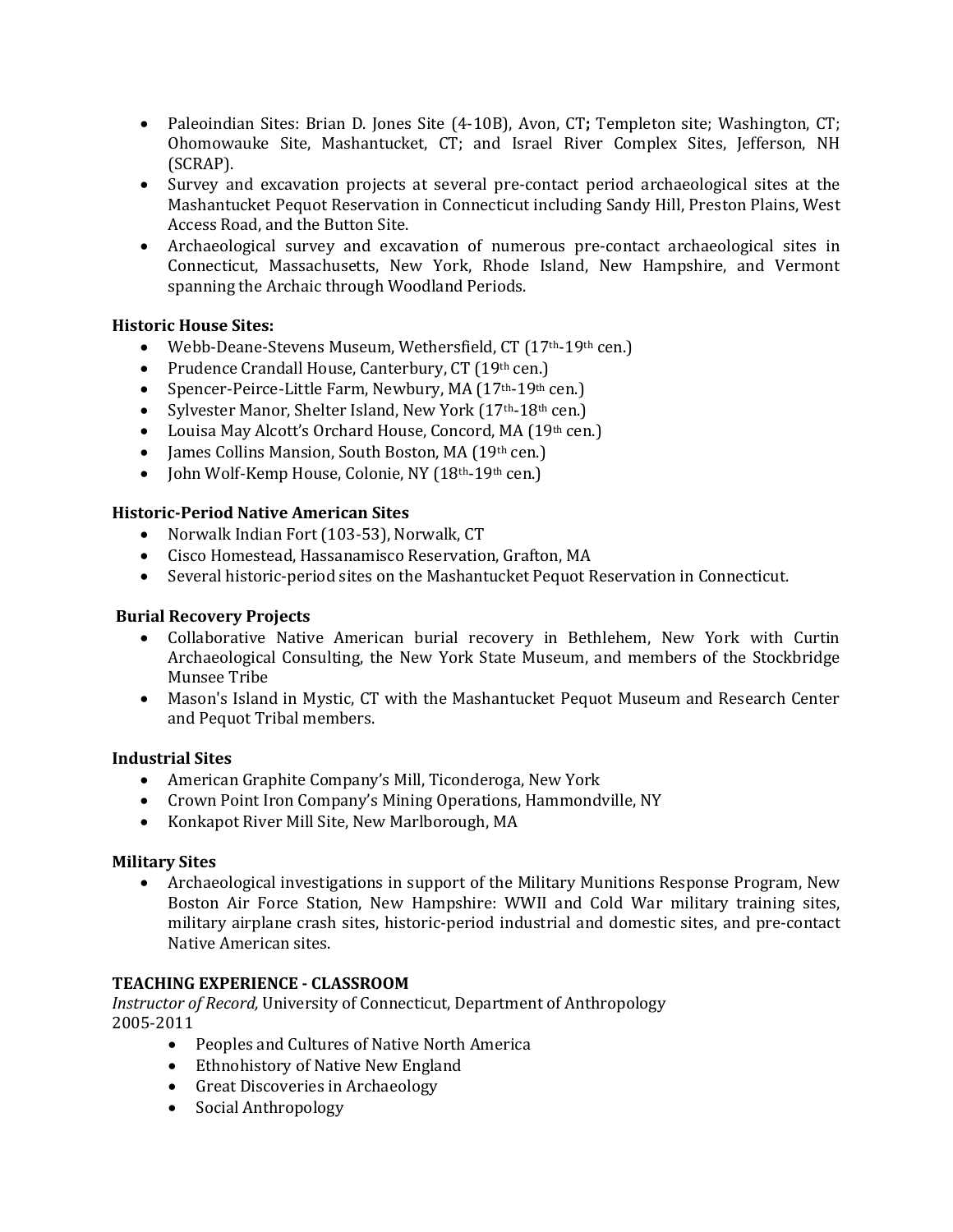- Paleoindian Sites: Brian D. Jones Site (4-10B), Avon, CT**;** Templeton site; Washington, CT; Ohomowauke Site, Mashantucket, CT; and Israel River Complex Sites, Jefferson, NH (SCRAP).
- Survey and excavation projects at several pre-contact period archaeological sites at the Mashantucket Pequot Reservation in Connecticut including Sandy Hill, Preston Plains, West Access Road, and the Button Site.
- Archaeological survey and excavation of numerous pre-contact archaeological sites in Connecticut, Massachusetts, New York, Rhode Island, New Hampshire, and Vermont spanning the Archaic through Woodland Periods.

**Historic House Sites:**

- Webb-Deane-Stevens Museum, Wethersfield, CT (17th-19th cen.)
- Prudence Crandall House, Canterbury, CT (19th cen.)
- Spencer-Peirce-Little Farm, Newbury, MA (17th-19th cen.)
- Sylvester Manor, Shelter Island, New York (17th-18th cen.)
- Louisa May Alcott's Orchard House, Concord, MA (19th cen.)
- James Collins Mansion, South Boston, MA (19th cen.)
- John Wolf-Kemp House, Colonie, NY (18th-19th cen.)

**Historic-Period Native American Sites**

- Norwalk Indian Fort (103-53), Norwalk, CT
- Cisco Homestead, Hassanamisco Reservation, Grafton, MA
- Several historic-period sites on the Mashantucket Pequot Reservation in Connecticut.

**Burial Recovery Projects**

- Collaborative Native American burial recovery in Bethlehem, New York with Curtin Archaeological Consulting, the New York State Museum, and members of the Stockbridge Munsee Tribe
- Mason's Island in Mystic, CT with the Mashantucket Pequot Museum and Research Center and Pequot Tribal members.

**Industrial Sites**

- American Graphite Company's Mill, Ticonderoga, New York
- Crown Point Iron Company's Mining Operations, Hammondville, NY
- Konkapot River Mill Site, New Marlborough, MA

**Military Sites**

- Archaeological investigations in support of the Military Munitions Response Program, New Boston Air Force Station, New Hampshire: WWII and Cold War military training sites, military airplane crash sites, historic-period industrial and domestic sites, and pre-contact Native American sites.

**TEACHING EXPERIENCE - CLASSROOM**

*Instructor of Record,* University of Connecticut, Department of Anthropology
2005-2011

- Peoples and Cultures of Native North America
- Ethnohistory of Native New England
- Great Discoveries in Archaeology
- Social Anthropology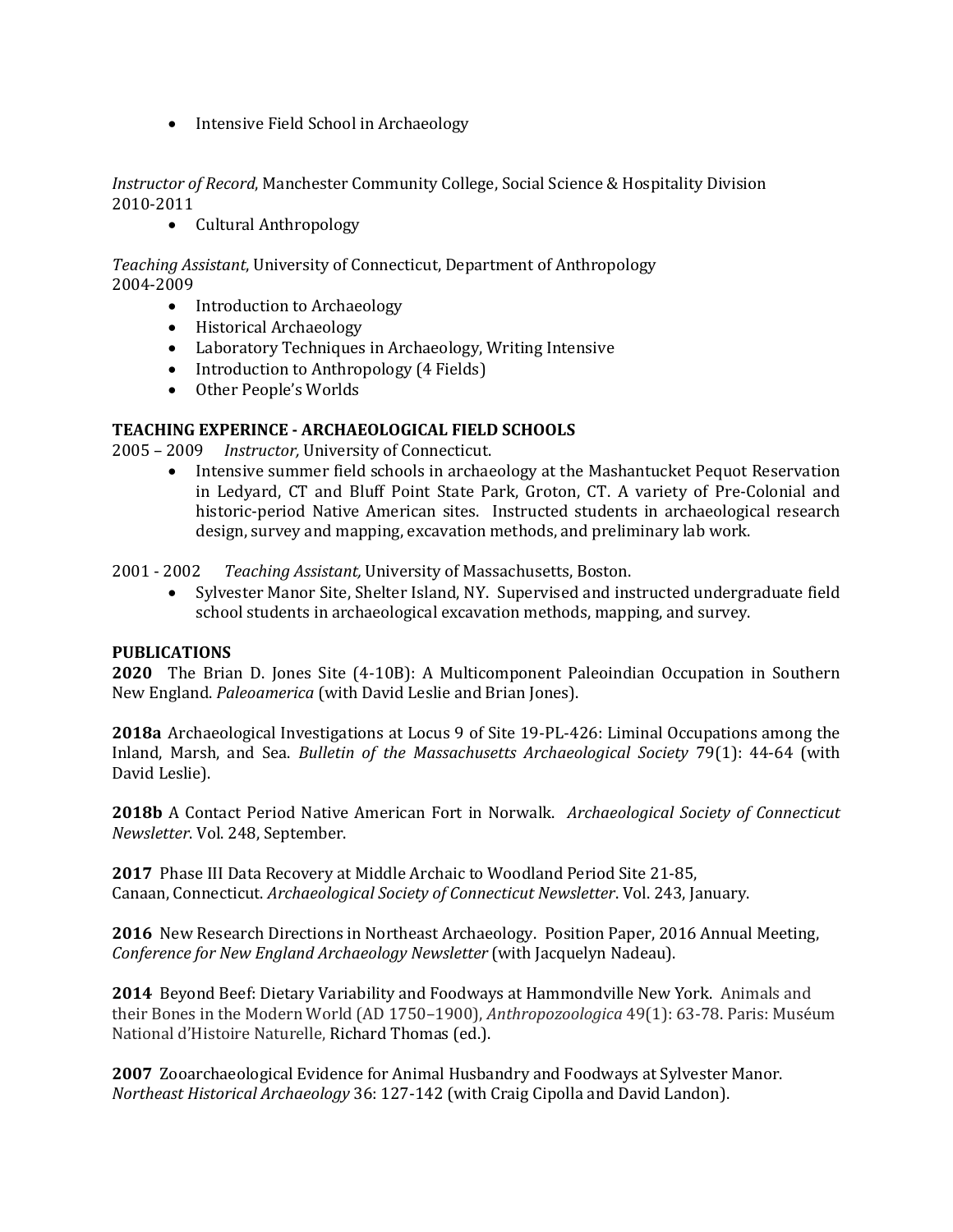- Intensive Field School in Archaeology

*Instructor of Record*, Manchester Community College, Social Science & Hospitality Division
2010-2011

- Cultural Anthropology

*Teaching Assistant*, University of Connecticut, Department of Anthropology
2004-2009

- Introduction to Archaeology
- Historical Archaeology
- Laboratory Techniques in Archaeology, Writing Intensive
- Introduction to Anthropology (4 Fields)
- Other People's Worlds

**TEACHING EXPERINCE - ARCHAEOLOGICAL FIELD SCHOOLS**

2005 – 2009 *Instructor,* University of Connecticut.

- Intensive summer field schools in archaeology at the Mashantucket Pequot Reservation in Ledyard, CT and Bluff Point State Park, Groton, CT. A variety of Pre-Colonial and historic-period Native American sites. Instructed students in archaeological research design, survey and mapping, excavation methods, and preliminary lab work.

2001 - 2002 *Teaching Assistant,* University of Massachusetts, Boston.

- Sylvester Manor Site, Shelter Island, NY. Supervised and instructed undergraduate field school students in archaeological excavation methods, mapping, and survey.

**PUBLICATIONS**

**2020** The Brian D. Jones Site (4-10B): A Multicomponent Paleoindian Occupation in Southern New England. *Paleoamerica* (with David Leslie and Brian Jones).

**2018a** Archaeological Investigations at Locus 9 of Site 19-PL-426: Liminal Occupations among the Inland, Marsh, and Sea. *Bulletin of the Massachusetts Archaeological Society* 79(1): 44-64 (with David Leslie).

**2018b** A Contact Period Native American Fort in Norwalk. *Archaeological Society of Connecticut Newsletter*. Vol. 248, September.

**2017** Phase III Data Recovery at Middle Archaic to Woodland Period Site 21-85, Canaan, Connecticut. *Archaeological Society of Connecticut Newsletter*. Vol. 243, January.

**2016** New Research Directions in Northeast Archaeology. Position Paper, 2016 Annual Meeting, *Conference for New England Archaeology Newsletter* (with Jacquelyn Nadeau).

**2014** Beyond Beef: Dietary Variability and Foodways at Hammondville New York. Animals and their Bones in the Modern World (AD 1750–1900), *Anthropozoologica* 49(1): 63-78. Paris: Muséum National d'Histoire Naturelle, Richard Thomas (ed.).

**2007** Zooarchaeological Evidence for Animal Husbandry and Foodways at Sylvester Manor. *Northeast Historical Archaeology* 36: 127-142 (with Craig Cipolla and David Landon).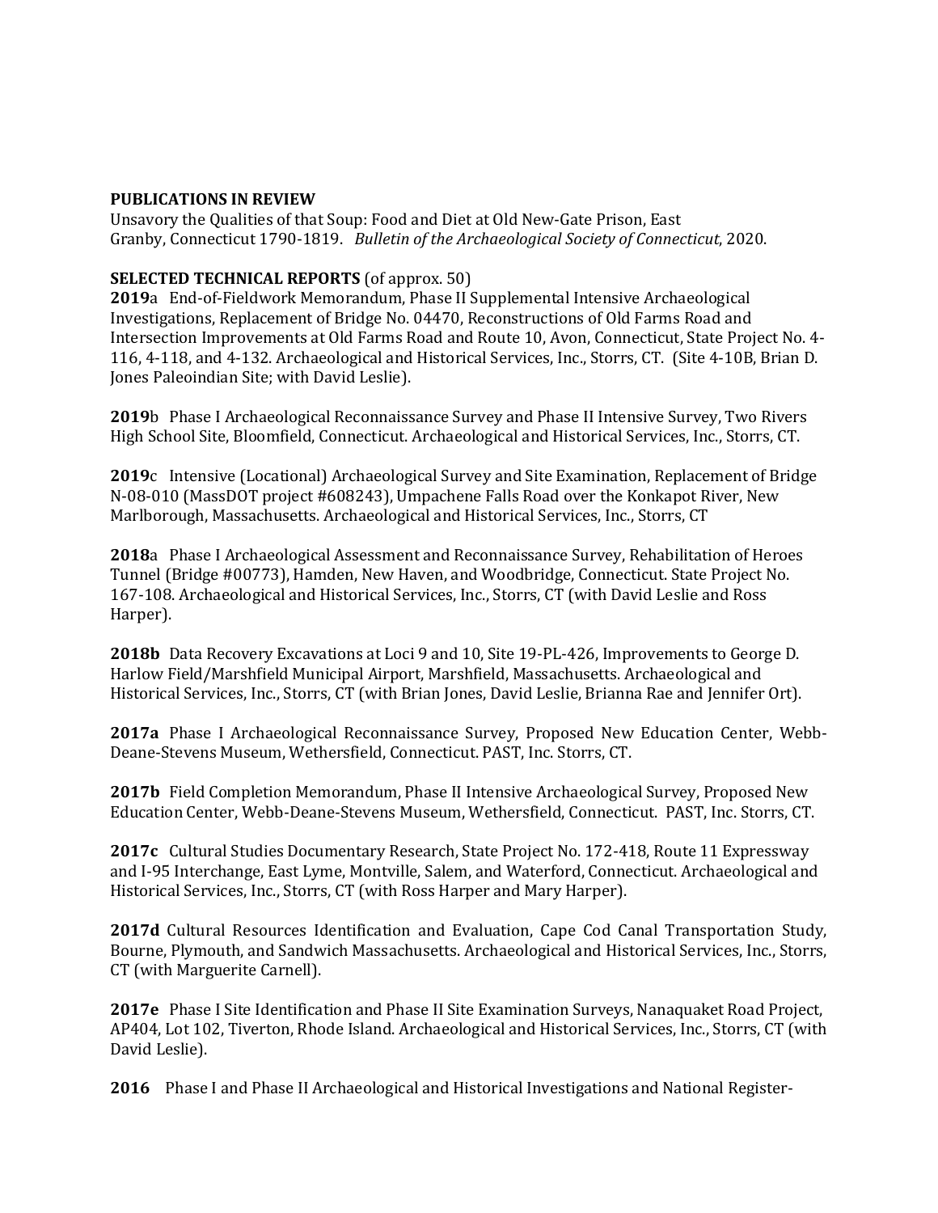**PUBLICATIONS IN REVIEW**
Unsavory the Qualities of that Soup: Food and Diet at Old New-Gate Prison, East Granby, Connecticut 1790-1819. *Bulletin of the Archaeological Society of Connecticut*, 2020.

**SELECTED TECHNICAL REPORTS** (of approx. 50)

**2019**a End-of-Fieldwork Memorandum, Phase II Supplemental Intensive Archaeological Investigations, Replacement of Bridge No. 04470, Reconstructions of Old Farms Road and Intersection Improvements at Old Farms Road and Route 10, Avon, Connecticut, State Project No. 4-116, 4-118, and 4-132. Archaeological and Historical Services, Inc., Storrs, CT. (Site 4-10B, Brian D. Jones Paleoindian Site; with David Leslie).

**2019**b Phase I Archaeological Reconnaissance Survey and Phase II Intensive Survey, Two Rivers High School Site, Bloomfield, Connecticut. Archaeological and Historical Services, Inc., Storrs, CT.

**2019**c Intensive (Locational) Archaeological Survey and Site Examination, Replacement of Bridge N-08-010 (MassDOT project #608243), Umpachene Falls Road over the Konkapot River, New Marlborough, Massachusetts. Archaeological and Historical Services, Inc., Storrs, CT

**2018**a Phase I Archaeological Assessment and Reconnaissance Survey, Rehabilitation of Heroes Tunnel (Bridge #00773), Hamden, New Haven, and Woodbridge, Connecticut. State Project No. 167-108. Archaeological and Historical Services, Inc., Storrs, CT (with David Leslie and Ross Harper).

**2018b** Data Recovery Excavations at Loci 9 and 10, Site 19-PL-426, Improvements to George D. Harlow Field/Marshfield Municipal Airport, Marshfield, Massachusetts. Archaeological and Historical Services, Inc., Storrs, CT (with Brian Jones, David Leslie, Brianna Rae and Jennifer Ort).

**2017a** Phase I Archaeological Reconnaissance Survey, Proposed New Education Center, Webb-Deane-Stevens Museum, Wethersfield, Connecticut. PAST, Inc. Storrs, CT.

**2017b** Field Completion Memorandum, Phase II Intensive Archaeological Survey, Proposed New Education Center, Webb-Deane-Stevens Museum, Wethersfield, Connecticut. PAST, Inc. Storrs, CT.

**2017c** Cultural Studies Documentary Research, State Project No. 172-418, Route 11 Expressway and I-95 Interchange, East Lyme, Montville, Salem, and Waterford, Connecticut. Archaeological and Historical Services, Inc., Storrs, CT (with Ross Harper and Mary Harper).

**2017d** Cultural Resources Identification and Evaluation, Cape Cod Canal Transportation Study, Bourne, Plymouth, and Sandwich Massachusetts. Archaeological and Historical Services, Inc., Storrs, CT (with Marguerite Carnell).

**2017e** Phase I Site Identification and Phase II Site Examination Surveys, Nanaquaket Road Project, AP404, Lot 102, Tiverton, Rhode Island. Archaeological and Historical Services, Inc., Storrs, CT (with David Leslie).

**2016** Phase I and Phase II Archaeological and Historical Investigations and National Register-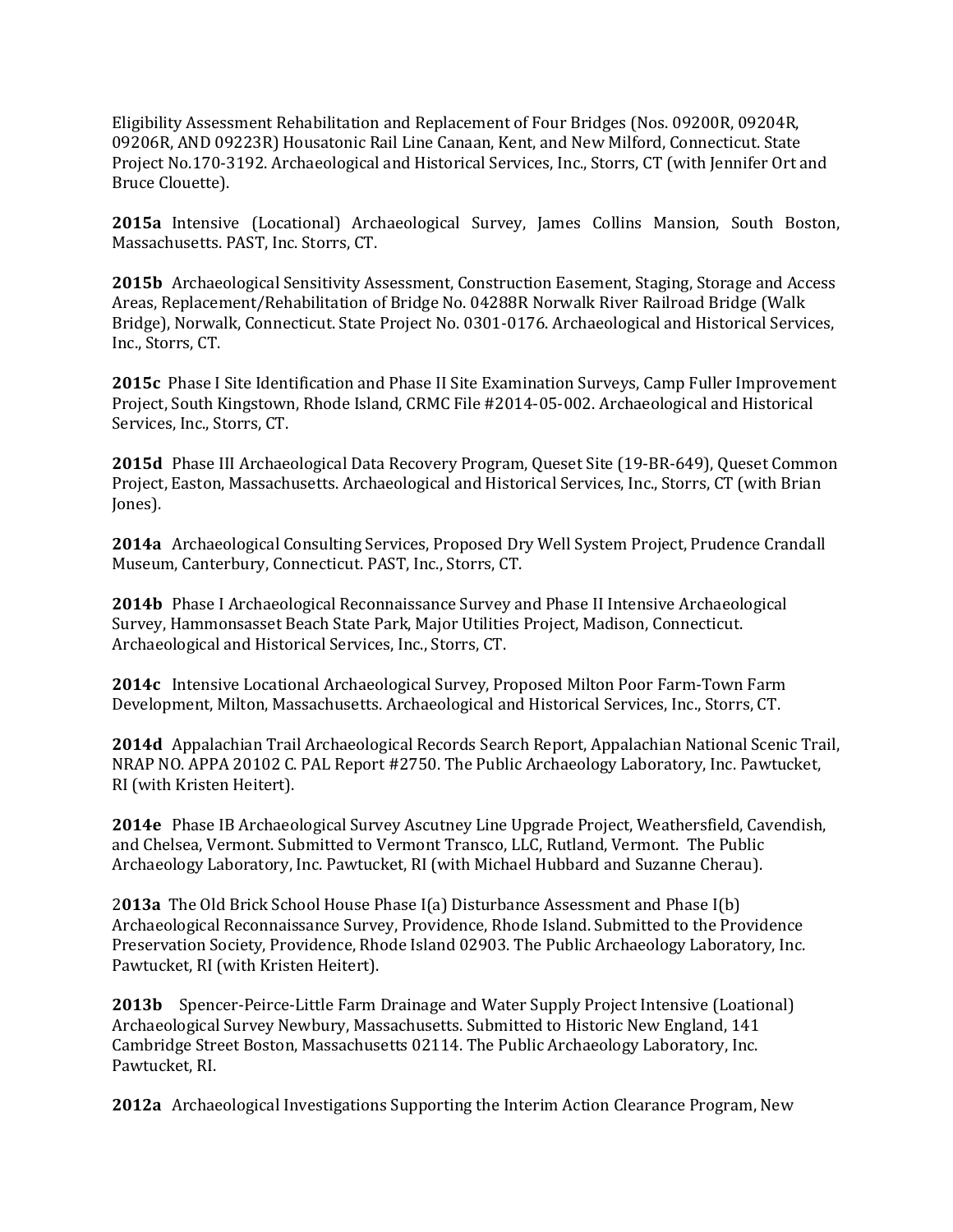Eligibility Assessment Rehabilitation and Replacement of Four Bridges (Nos. 09200R, 09204R, 09206R, AND 09223R) Housatonic Rail Line Canaan, Kent, and New Milford, Connecticut. State Project No.170-3192. Archaeological and Historical Services, Inc., Storrs, CT (with Jennifer Ort and Bruce Clouette).

**2015a** Intensive (Locational) Archaeological Survey, James Collins Mansion, South Boston, Massachusetts. PAST, Inc. Storrs, CT.

**2015b** Archaeological Sensitivity Assessment, Construction Easement, Staging, Storage and Access Areas, Replacement/Rehabilitation of Bridge No. 04288R Norwalk River Railroad Bridge (Walk Bridge), Norwalk, Connecticut. State Project No. 0301-0176. Archaeological and Historical Services, Inc., Storrs, CT.

**2015c** Phase I Site Identification and Phase II Site Examination Surveys, Camp Fuller Improvement Project, South Kingstown, Rhode Island, CRMC File #2014-05-002. Archaeological and Historical Services, Inc., Storrs, CT.

**2015d** Phase III Archaeological Data Recovery Program, Queset Site (19-BR-649), Queset Common Project, Easton, Massachusetts. Archaeological and Historical Services, Inc., Storrs, CT (with Brian Jones).

**2014a** Archaeological Consulting Services, Proposed Dry Well System Project, Prudence Crandall Museum, Canterbury, Connecticut. PAST, Inc., Storrs, CT.

**2014b** Phase I Archaeological Reconnaissance Survey and Phase II Intensive Archaeological Survey, Hammonsasset Beach State Park, Major Utilities Project, Madison, Connecticut. Archaeological and Historical Services, Inc., Storrs, CT.

**2014c** Intensive Locational Archaeological Survey, Proposed Milton Poor Farm-Town Farm Development, Milton, Massachusetts. Archaeological and Historical Services, Inc., Storrs, CT.

**2014d** Appalachian Trail Archaeological Records Search Report, Appalachian National Scenic Trail, NRAP NO. APPA 20102 C. PAL Report #2750. The Public Archaeology Laboratory, Inc. Pawtucket, RI (with Kristen Heitert).

**2014e** Phase IB Archaeological Survey Ascutney Line Upgrade Project, Weathersfield, Cavendish, and Chelsea, Vermont. Submitted to Vermont Transco, LLC, Rutland, Vermont. The Public Archaeology Laboratory, Inc. Pawtucket, RI (with Michael Hubbard and Suzanne Cherau).

2**013a** The Old Brick School House Phase I(a) Disturbance Assessment and Phase I(b) Archaeological Reconnaissance Survey, Providence, Rhode Island. Submitted to the Providence Preservation Society, Providence, Rhode Island 02903. The Public Archaeology Laboratory, Inc. Pawtucket, RI (with Kristen Heitert).

**2013b** Spencer-Peirce-Little Farm Drainage and Water Supply Project Intensive (Loational) Archaeological Survey Newbury, Massachusetts. Submitted to Historic New England, 141 Cambridge Street Boston, Massachusetts 02114. The Public Archaeology Laboratory, Inc. Pawtucket, RI.

**2012a** Archaeological Investigations Supporting the Interim Action Clearance Program, New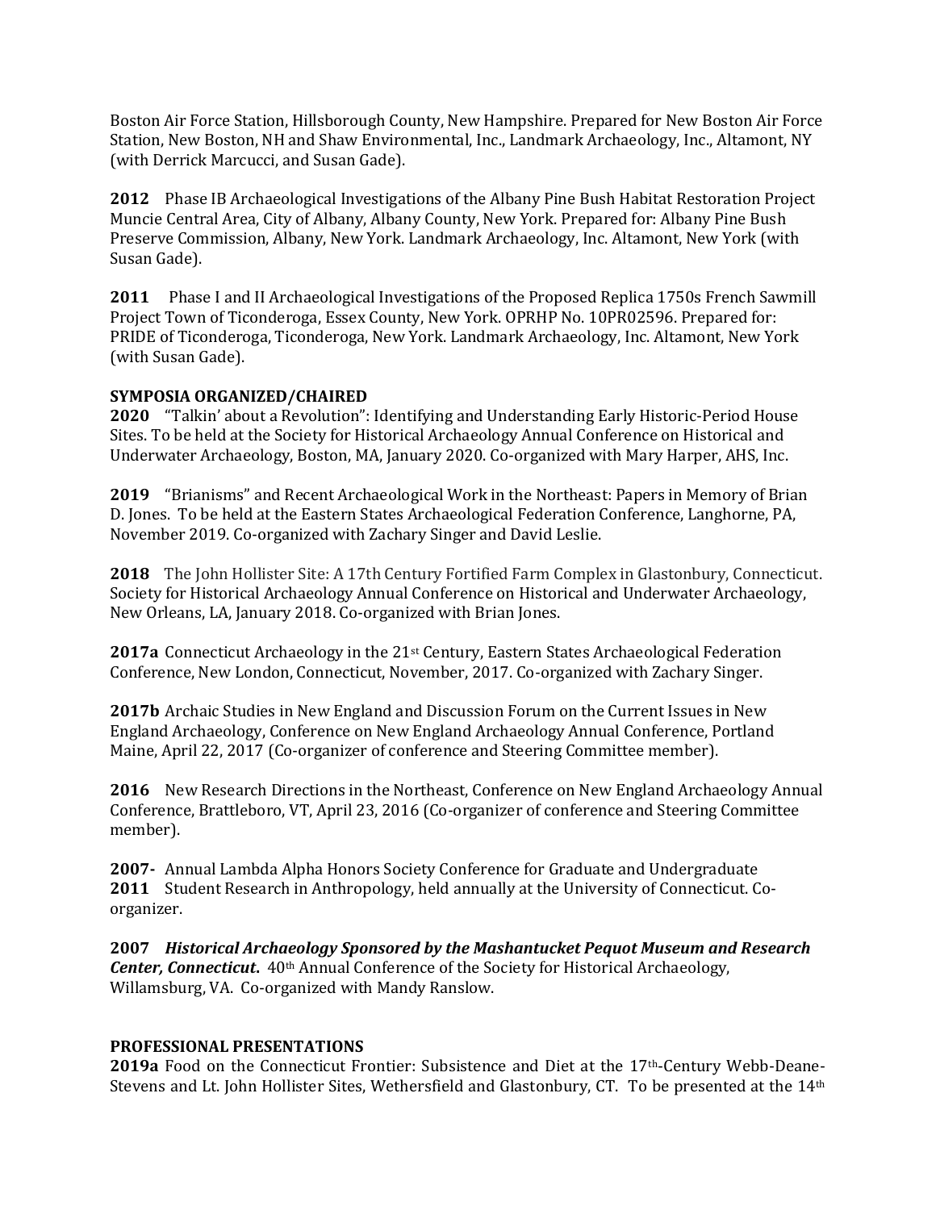Boston Air Force Station, Hillsborough County, New Hampshire. Prepared for New Boston Air Force Station, New Boston, NH and Shaw Environmental, Inc., Landmark Archaeology, Inc., Altamont, NY (with Derrick Marcucci, and Susan Gade).

**2012** Phase IB Archaeological Investigations of the Albany Pine Bush Habitat Restoration Project Muncie Central Area, City of Albany, Albany County, New York. Prepared for: Albany Pine Bush Preserve Commission, Albany, New York. Landmark Archaeology, Inc. Altamont, New York (with Susan Gade).

**2011** Phase I and II Archaeological Investigations of the Proposed Replica 1750s French Sawmill Project Town of Ticonderoga, Essex County, New York. OPRHP No. 10PR02596. Prepared for: PRIDE of Ticonderoga, Ticonderoga, New York. Landmark Archaeology, Inc. Altamont, New York (with Susan Gade).

**SYMPOSIA ORGANIZED/CHAIRED**

**2020** "Talkin' about a Revolution": Identifying and Understanding Early Historic-Period House Sites. To be held at the Society for Historical Archaeology Annual Conference on Historical and Underwater Archaeology, Boston, MA, January 2020. Co-organized with Mary Harper, AHS, Inc.

**2019** "Brianisms" and Recent Archaeological Work in the Northeast: Papers in Memory of Brian D. Jones. To be held at the Eastern States Archaeological Federation Conference, Langhorne, PA, November 2019. Co-organized with Zachary Singer and David Leslie.

**2018** The John Hollister Site: A 17th Century Fortified Farm Complex in Glastonbury, Connecticut. Society for Historical Archaeology Annual Conference on Historical and Underwater Archaeology, New Orleans, LA, January 2018. Co-organized with Brian Jones.

**2017a** Connecticut Archaeology in the 21st Century, Eastern States Archaeological Federation Conference, New London, Connecticut, November, 2017. Co-organized with Zachary Singer.

**2017b** Archaic Studies in New England and Discussion Forum on the Current Issues in New England Archaeology, Conference on New England Archaeology Annual Conference, Portland Maine, April 22, 2017 (Co-organizer of conference and Steering Committee member).

**2016** New Research Directions in the Northeast, Conference on New England Archaeology Annual Conference, Brattleboro, VT, April 23, 2016 (Co-organizer of conference and Steering Committee member).

**2007-2011** Annual Lambda Alpha Honors Society Conference for Graduate and Undergraduate Student Research in Anthropology, held annually at the University of Connecticut. Co-organizer.

**2007** ***Historical Archaeology Sponsored by the Mashantucket Pequot Museum and Research Center, Connecticut.*** 40th Annual Conference of the Society for Historical Archaeology, Willamsburg, VA. Co-organized with Mandy Ranslow.

**PROFESSIONAL PRESENTATIONS**

**2019a** Food on the Connecticut Frontier: Subsistence and Diet at the 17th-Century Webb-Deane-Stevens and Lt. John Hollister Sites, Wethersfield and Glastonbury, CT. To be presented at the 14th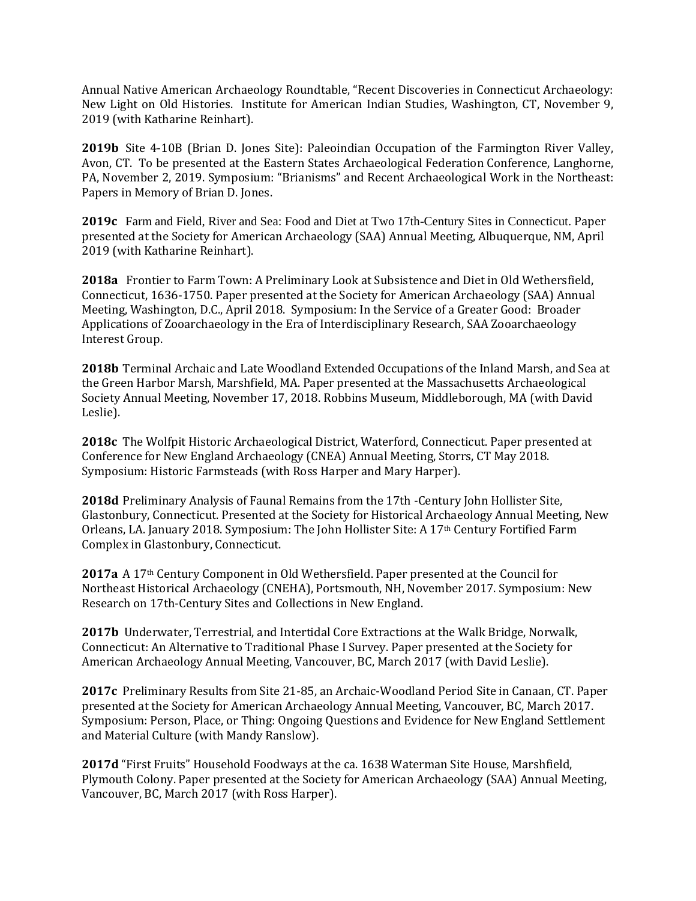Annual Native American Archaeology Roundtable, "Recent Discoveries in Connecticut Archaeology: New Light on Old Histories. Institute for American Indian Studies, Washington, CT, November 9, 2019 (with Katharine Reinhart).

**2019b** Site 4-10B (Brian D. Jones Site): Paleoindian Occupation of the Farmington River Valley, Avon, CT. To be presented at the Eastern States Archaeological Federation Conference, Langhorne, PA, November 2, 2019. Symposium: "Brianisms" and Recent Archaeological Work in the Northeast: Papers in Memory of Brian D. Jones.

**2019c** Farm and Field, River and Sea: Food and Diet at Two 17th-Century Sites in Connecticut. Paper presented at the Society for American Archaeology (SAA) Annual Meeting, Albuquerque, NM, April 2019 (with Katharine Reinhart).

**2018a** Frontier to Farm Town: A Preliminary Look at Subsistence and Diet in Old Wethersfield, Connecticut, 1636-1750. Paper presented at the Society for American Archaeology (SAA) Annual Meeting, Washington, D.C., April 2018. Symposium: In the Service of a Greater Good: Broader Applications of Zooarchaeology in the Era of Interdisciplinary Research, SAA Zooarchaeology Interest Group.

**2018b** Terminal Archaic and Late Woodland Extended Occupations of the Inland Marsh, and Sea at the Green Harbor Marsh, Marshfield, MA. Paper presented at the Massachusetts Archaeological Society Annual Meeting, November 17, 2018. Robbins Museum, Middleborough, MA (with David Leslie).

**2018c** The Wolfpit Historic Archaeological District, Waterford, Connecticut. Paper presented at Conference for New England Archaeology (CNEA) Annual Meeting, Storrs, CT May 2018. Symposium: Historic Farmsteads (with Ross Harper and Mary Harper).

**2018d** Preliminary Analysis of Faunal Remains from the 17th -Century John Hollister Site, Glastonbury, Connecticut. Presented at the Society for Historical Archaeology Annual Meeting, New Orleans, LA. January 2018. Symposium: The John Hollister Site: A 17th Century Fortified Farm Complex in Glastonbury, Connecticut.

**2017a** A 17th Century Component in Old Wethersfield. Paper presented at the Council for Northeast Historical Archaeology (CNEHA), Portsmouth, NH, November 2017. Symposium: New Research on 17th-Century Sites and Collections in New England.

**2017b** Underwater, Terrestrial, and Intertidal Core Extractions at the Walk Bridge, Norwalk, Connecticut: An Alternative to Traditional Phase I Survey. Paper presented at the Society for American Archaeology Annual Meeting, Vancouver, BC, March 2017 (with David Leslie).

**2017c** Preliminary Results from Site 21-85, an Archaic-Woodland Period Site in Canaan, CT. Paper presented at the Society for American Archaeology Annual Meeting, Vancouver, BC, March 2017. Symposium: Person, Place, or Thing: Ongoing Questions and Evidence for New England Settlement and Material Culture (with Mandy Ranslow).

**2017d** "First Fruits" Household Foodways at the ca. 1638 Waterman Site House, Marshfield, Plymouth Colony. Paper presented at the Society for American Archaeology (SAA) Annual Meeting, Vancouver, BC, March 2017 (with Ross Harper).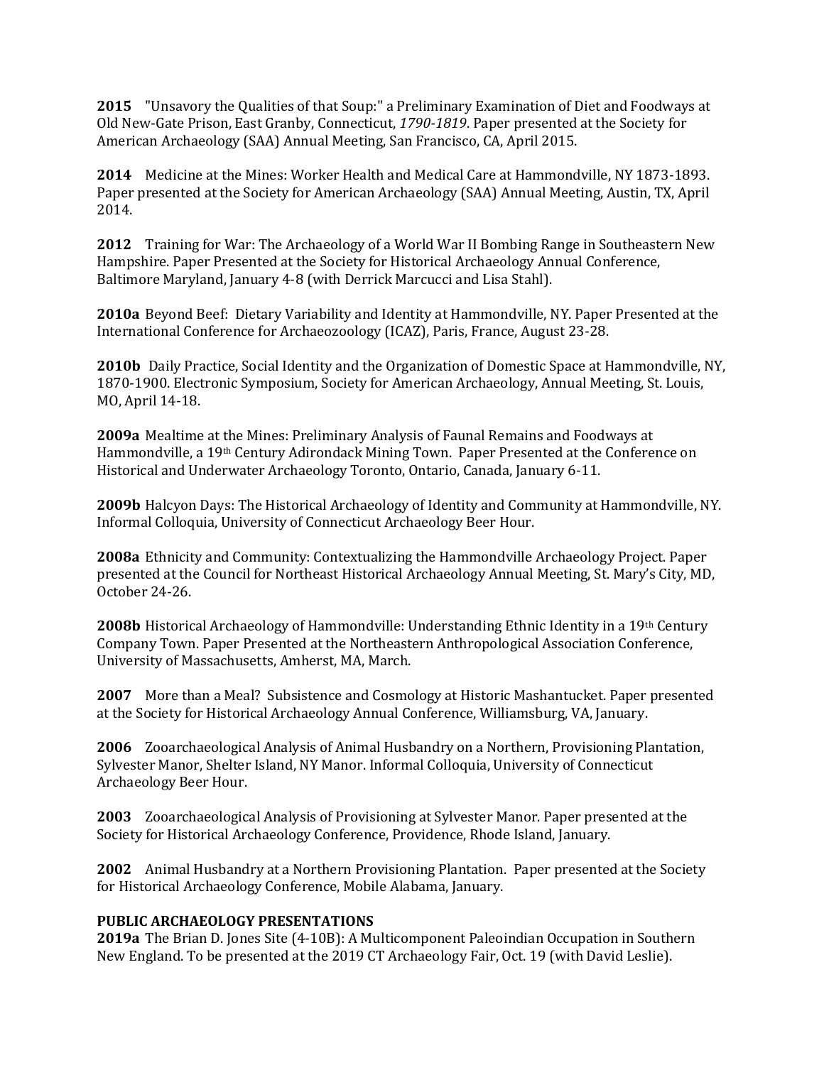**2015** "Unsavory the Qualities of that Soup:" a Preliminary Examination of Diet and Foodways at Old New-Gate Prison, East Granby, Connecticut, *1790-1819*. Paper presented at the Society for American Archaeology (SAA) Annual Meeting, San Francisco, CA, April 2015.

**2014** Medicine at the Mines: Worker Health and Medical Care at Hammondville, NY 1873-1893. Paper presented at the Society for American Archaeology (SAA) Annual Meeting, Austin, TX, April 2014.

**2012** Training for War: The Archaeology of a World War II Bombing Range in Southeastern New Hampshire. Paper Presented at the Society for Historical Archaeology Annual Conference, Baltimore Maryland, January 4-8 (with Derrick Marcucci and Lisa Stahl).

**2010a** Beyond Beef: Dietary Variability and Identity at Hammondville, NY. Paper Presented at the International Conference for Archaeozoology (ICAZ), Paris, France, August 23-28.

**2010b** Daily Practice, Social Identity and the Organization of Domestic Space at Hammondville, NY, 1870-1900. Electronic Symposium, Society for American Archaeology, Annual Meeting, St. Louis, MO, April 14-18.

**2009a** Mealtime at the Mines: Preliminary Analysis of Faunal Remains and Foodways at Hammondville, a 19th Century Adirondack Mining Town. Paper Presented at the Conference on Historical and Underwater Archaeology Toronto, Ontario, Canada, January 6-11.

**2009b** Halcyon Days: The Historical Archaeology of Identity and Community at Hammondville, NY. Informal Colloquia, University of Connecticut Archaeology Beer Hour.

**2008a** Ethnicity and Community: Contextualizing the Hammondville Archaeology Project. Paper presented at the Council for Northeast Historical Archaeology Annual Meeting, St. Mary's City, MD, October 24-26.

**2008b** Historical Archaeology of Hammondville: Understanding Ethnic Identity in a 19th Century Company Town. Paper Presented at the Northeastern Anthropological Association Conference, University of Massachusetts, Amherst, MA, March.

**2007** More than a Meal? Subsistence and Cosmology at Historic Mashantucket. Paper presented at the Society for Historical Archaeology Annual Conference, Williamsburg, VA, January.

**2006** Zooarchaeological Analysis of Animal Husbandry on a Northern, Provisioning Plantation, Sylvester Manor, Shelter Island, NY Manor. Informal Colloquia, University of Connecticut Archaeology Beer Hour.

**2003** Zooarchaeological Analysis of Provisioning at Sylvester Manor. Paper presented at the Society for Historical Archaeology Conference, Providence, Rhode Island, January.

**2002** Animal Husbandry at a Northern Provisioning Plantation. Paper presented at the Society for Historical Archaeology Conference, Mobile Alabama, January.

**PUBLIC ARCHAEOLOGY PRESENTATIONS**

**2019a** The Brian D. Jones Site (4-10B): A Multicomponent Paleoindian Occupation in Southern New England. To be presented at the 2019 CT Archaeology Fair, Oct. 19 (with David Leslie).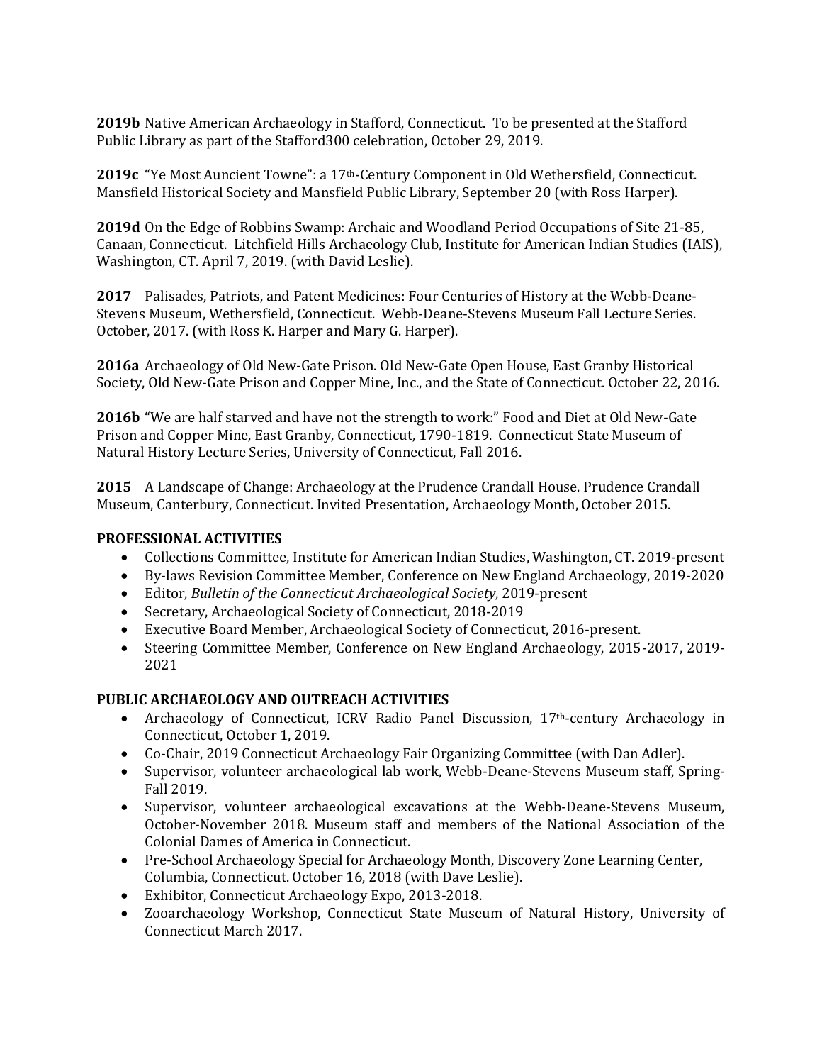**2019b** Native American Archaeology in Stafford, Connecticut. To be presented at the Stafford Public Library as part of the Stafford300 celebration, October 29, 2019.

**2019c** "Ye Most Auncient Towne": a 17th-Century Component in Old Wethersfield, Connecticut. Mansfield Historical Society and Mansfield Public Library, September 20 (with Ross Harper).

**2019d** On the Edge of Robbins Swamp: Archaic and Woodland Period Occupations of Site 21-85, Canaan, Connecticut. Litchfield Hills Archaeology Club, Institute for American Indian Studies (IAIS), Washington, CT. April 7, 2019. (with David Leslie).

**2017** Palisades, Patriots, and Patent Medicines: Four Centuries of History at the Webb-Deane-Stevens Museum, Wethersfield, Connecticut. Webb-Deane-Stevens Museum Fall Lecture Series. October, 2017. (with Ross K. Harper and Mary G. Harper).

**2016a** Archaeology of Old New-Gate Prison. Old New-Gate Open House, East Granby Historical Society, Old New-Gate Prison and Copper Mine, Inc., and the State of Connecticut. October 22, 2016.

**2016b** "We are half starved and have not the strength to work:" Food and Diet at Old New-Gate Prison and Copper Mine, East Granby, Connecticut, 1790-1819. Connecticut State Museum of Natural History Lecture Series, University of Connecticut, Fall 2016.

**2015** A Landscape of Change: Archaeology at the Prudence Crandall House. Prudence Crandall Museum, Canterbury, Connecticut. Invited Presentation, Archaeology Month, October 2015.

**PROFESSIONAL ACTIVITIES**

- Collections Committee, Institute for American Indian Studies, Washington, CT. 2019-present
- By-laws Revision Committee Member, Conference on New England Archaeology, 2019-2020
- Editor, *Bulletin of the Connecticut Archaeological Society*, 2019-present
- Secretary, Archaeological Society of Connecticut, 2018-2019
- Executive Board Member, Archaeological Society of Connecticut, 2016-present.
- Steering Committee Member, Conference on New England Archaeology, 2015-2017, 2019-2021

**PUBLIC ARCHAEOLOGY AND OUTREACH ACTIVITIES**

- Archaeology of Connecticut, ICRV Radio Panel Discussion, 17th-century Archaeology in Connecticut, October 1, 2019.
- Co-Chair, 2019 Connecticut Archaeology Fair Organizing Committee (with Dan Adler).
- Supervisor, volunteer archaeological lab work, Webb-Deane-Stevens Museum staff, Spring-Fall 2019.
- Supervisor, volunteer archaeological excavations at the Webb-Deane-Stevens Museum, October-November 2018. Museum staff and members of the National Association of the Colonial Dames of America in Connecticut.
- Pre-School Archaeology Special for Archaeology Month, Discovery Zone Learning Center, Columbia, Connecticut. October 16, 2018 (with Dave Leslie).
- Exhibitor, Connecticut Archaeology Expo, 2013-2018.
- Zooarchaeology Workshop, Connecticut State Museum of Natural History, University of Connecticut March 2017.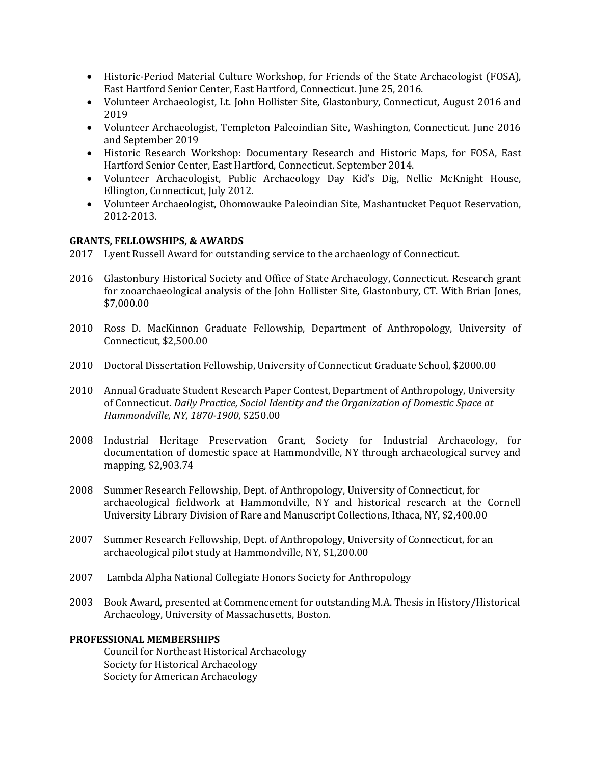- Historic-Period Material Culture Workshop, for Friends of the State Archaeologist (FOSA), East Hartford Senior Center, East Hartford, Connecticut. June 25, 2016.
- Volunteer Archaeologist, Lt. John Hollister Site, Glastonbury, Connecticut, August 2016 and 2019
- Volunteer Archaeologist, Templeton Paleoindian Site, Washington, Connecticut. June 2016 and September 2019
- Historic Research Workshop: Documentary Research and Historic Maps, for FOSA, East Hartford Senior Center, East Hartford, Connecticut. September 2014.
- Volunteer Archaeologist, Public Archaeology Day Kid's Dig, Nellie McKnight House, Ellington, Connecticut, July 2012.
- Volunteer Archaeologist, Ohomowauke Paleoindian Site, Mashantucket Pequot Reservation, 2012-2013.

**GRANTS, FELLOWSHIPS, & AWARDS**

2017 Lyent Russell Award for outstanding service to the archaeology of Connecticut.

2016 Glastonbury Historical Society and Office of State Archaeology, Connecticut. Research grant for zooarchaeological analysis of the John Hollister Site, Glastonbury, CT. With Brian Jones, $7,000.00

2010 Ross D. MacKinnon Graduate Fellowship, Department of Anthropology, University of Connecticut, $2,500.00

2010 Doctoral Dissertation Fellowship, University of Connecticut Graduate School, $2000.00

2010 Annual Graduate Student Research Paper Contest, Department of Anthropology, University of Connecticut. *Daily Practice, Social Identity and the Organization of Domestic Space at Hammondville, NY, 1870-1900*, $250.00

2008 Industrial Heritage Preservation Grant, Society for Industrial Archaeology, for documentation of domestic space at Hammondville, NY through archaeological survey and mapping, $2,903.74

2008 Summer Research Fellowship, Dept. of Anthropology, University of Connecticut, for archaeological fieldwork at Hammondville, NY and historical research at the Cornell University Library Division of Rare and Manuscript Collections, Ithaca, NY, $2,400.00

2007 Summer Research Fellowship, Dept. of Anthropology, University of Connecticut, for an archaeological pilot study at Hammondville, NY, $1,200.00

2007 Lambda Alpha National Collegiate Honors Society for Anthropology

2003 Book Award, presented at Commencement for outstanding M.A. Thesis in History/Historical Archaeology, University of Massachusetts, Boston.

**PROFESSIONAL MEMBERSHIPS**

Council for Northeast Historical Archaeology
Society for Historical Archaeology
Society for American Archaeology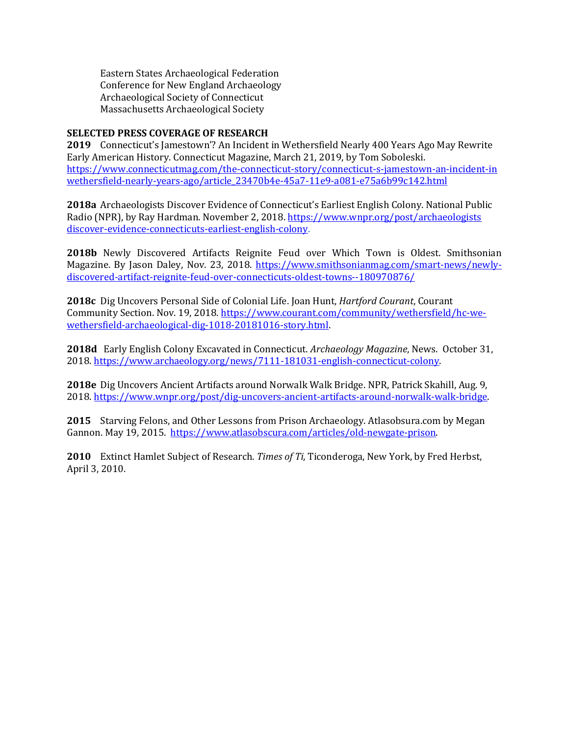Eastern States Archaeological Federation
Conference for New England Archaeology
Archaeological Society of Connecticut
Massachusetts Archaeological Society

**SELECTED PRESS COVERAGE OF RESEARCH**

**2019** Connecticut's Jamestown'? An Incident in Wethersfield Nearly 400 Years Ago May Rewrite Early American History. Connecticut Magazine, March 21, 2019, by Tom Soboleski. https://www.connecticutmag.com/the-connecticut-story/connecticut-s-jamestown-an-incident-in wethersfield-nearly-years-ago/article_23470b4e-45a7-11e9-a081-e75a6b99c142.html

**2018a** Archaeologists Discover Evidence of Connecticut's Earliest English Colony. National Public Radio (NPR), by Ray Hardman. November 2, 2018. https://www.wnpr.org/post/archaeologists discover-evidence-connecticuts-earliest-english-colony.

**2018b** Newly Discovered Artifacts Reignite Feud over Which Town is Oldest. Smithsonian Magazine. By Jason Daley, Nov. 23, 2018. https://www.smithsonianmag.com/smart-news/newly-discovered-artifact-reignite-feud-over-connecticuts-oldest-towns--180970876/

**2018c** Dig Uncovers Personal Side of Colonial Life. Joan Hunt, *Hartford Courant*, Courant Community Section. Nov. 19, 2018. https://www.courant.com/community/wethersfield/hc-we-wethersfield-archaeological-dig-1018-20181016-story.html.

**2018d** Early English Colony Excavated in Connecticut. *Archaeology Magazine*, News. October 31, 2018. https://www.archaeology.org/news/7111-181031-english-connecticut-colony.

**2018e** Dig Uncovers Ancient Artifacts around Norwalk Walk Bridge. NPR, Patrick Skahill, Aug. 9, 2018. https://www.wnpr.org/post/dig-uncovers-ancient-artifacts-around-norwalk-walk-bridge.

**2015** Starving Felons, and Other Lessons from Prison Archaeology. Atlasobsura.com by Megan Gannon. May 19, 2015. https://www.atlasobscura.com/articles/old-newgate-prison.

**2010** Extinct Hamlet Subject of Research. *Times of Ti*, Ticonderoga, New York, by Fred Herbst, April 3, 2010.